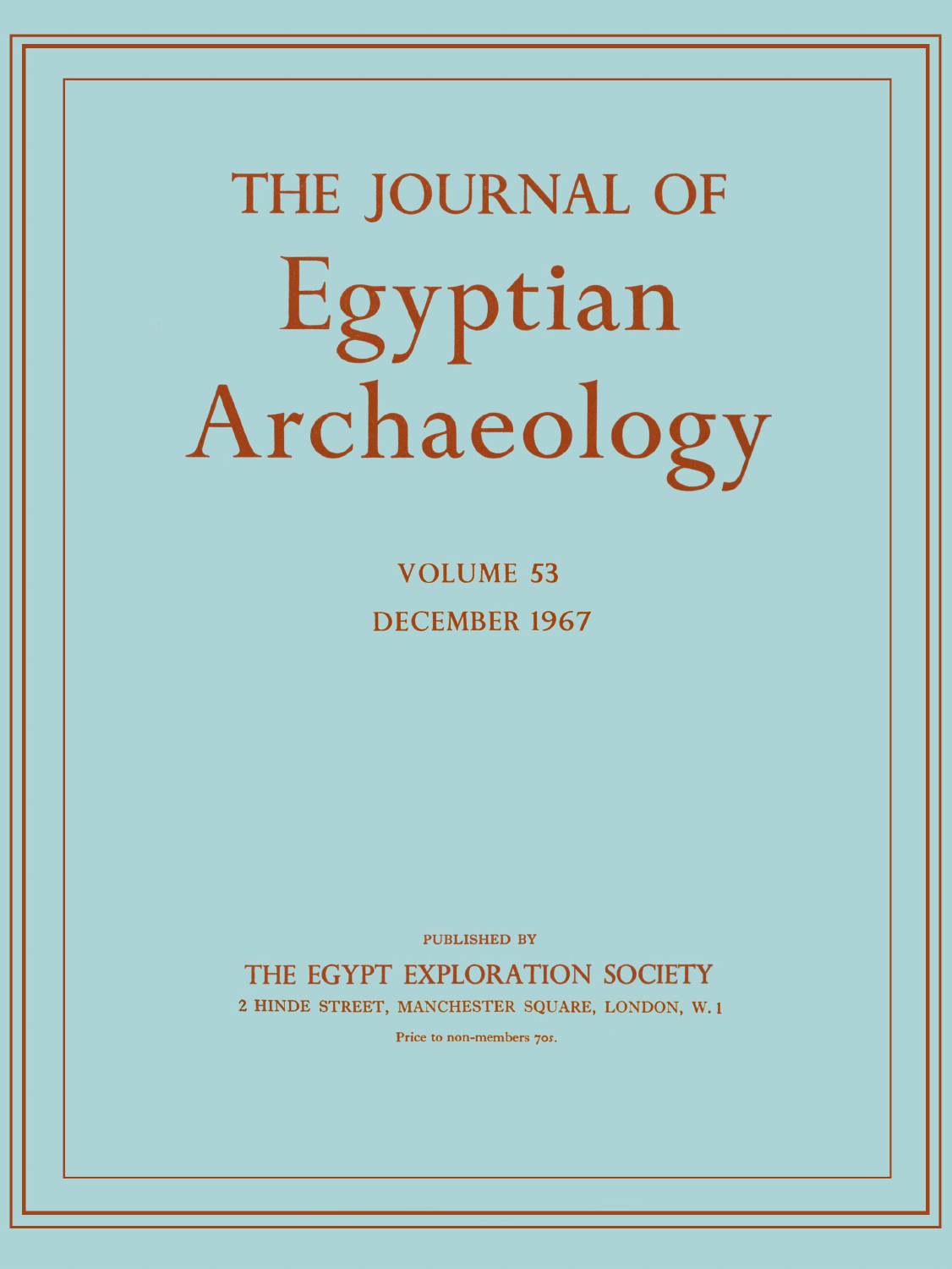# THE JOURNAL OF Egyptian Archaeology

VOLUME 53

DECEMBER 1967

PUBLISHED BY

THE EGYPT EXPLORATION SOCIETY

2 HINDE STREET, MANCHESTER SQUARE, LONDON, W. 1

Price to non-members 70*s*.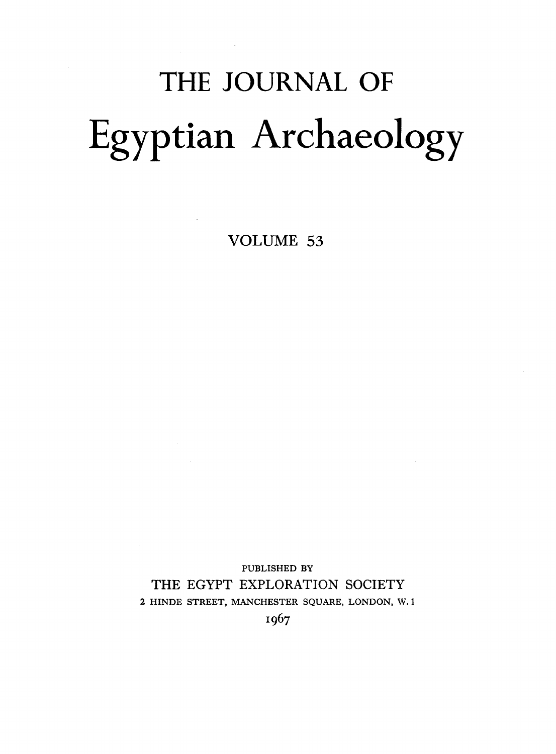# THE JOURNAL OF

# Egyptian Archaeology

## VOLUME 53

PUBLISHED BY

THE EGYPT EXPLORATION SOCIETY

2 HINDE STREET, MANCHESTER SQUARE, LONDON, W. 1

1967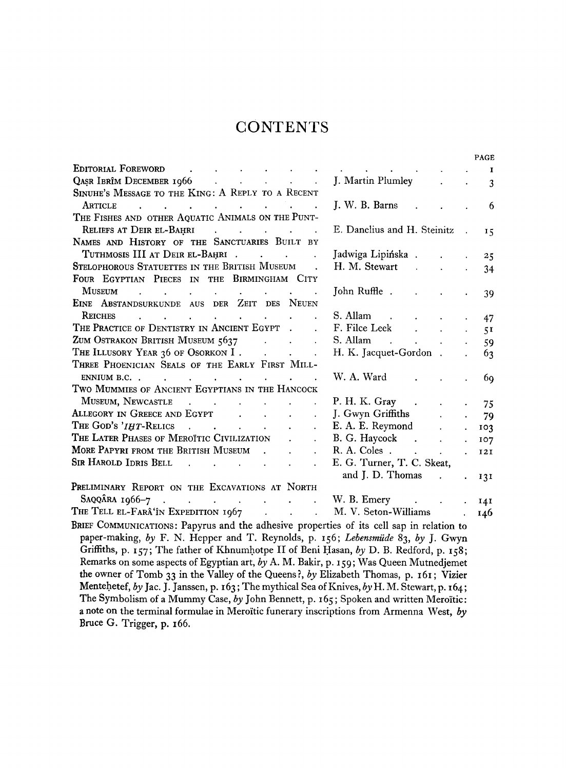# CONTENTS

| | | PAGE |
|---|---|---|
| EDITORIAL FOREWORD | | 1 |
| QAṢR IBRÎM DECEMBER 1966 | J. Martin Plumley | 3 |
| SINUHE'S MESSAGE TO THE KING: A REPLY TO A RECENT ARTICLE | J. W. B. Barns | 6 |
| THE FISHES AND OTHER AQUATIC ANIMALS ON THE PUNT-RELIEFS AT DEIR EL-BAḤRI | E. Danelius and H. Steinitz | 15 |
| NAMES AND HISTORY OF THE SANCTUARIES BUILT BY TUTHMOSIS III AT DEIR EL-BAḤRI | Jadwiga Lipińska | 25 |
| STELOPHOROUS STATUETTES IN THE BRITISH MUSEUM | H. M. Stewart | 34 |
| FOUR EGYPTIAN PIECES IN THE BIRMINGHAM CITY MUSEUM | John Ruffle | 39 |
| EINE ABSTANDSURKUNDE AUS DER ZEIT DES NEUEN REICHES | S. Allam | 47 |
| THE PRACTICE OF DENTISTRY IN ANCIENT EGYPT | F. Filce Leek | 51 |
| ZUM OSTRAKON BRITISH MUSEUM 5637 | S. Allam | 59 |
| THE ILLUSORY YEAR 36 OF OSORKON I | H. K. Jacquet-Gordon | 63 |
| THREE PHOENICIAN SEALS OF THE EARLY FIRST MILLENNIUM B.C. | W. A. Ward | 69 |
| TWO MUMMIES OF ANCIENT EGYPTIANS IN THE HANCOCK MUSEUM, NEWCASTLE | P. H. K. Gray | 75 |
| ALLEGORY IN GREECE AND EGYPT | J. Gwyn Griffiths | 79 |
| THE GOD'S *'IḪT*-RELICS | E. A. E. Reymond | 103 |
| THE LATER PHASES OF MEROÏTIC CIVILIZATION | B. G. Haycock | 107 |
| MORE PAPYRI FROM THE BRITISH MUSEUM | R. A. Coles | 121 |
| SIR HAROLD IDRIS BELL | E. G. Turner, T. C. Skeat, and J. D. Thomas | 131 |
| PRELIMINARY REPORT ON THE EXCAVATIONS AT NORTH SAQQÂRA 1966–7 | W. B. Emery | 141 |
| THE TELL EL-FARÂ'ÎN EXPEDITION 1967 | M. V. Seton-Williams | 146 |

BRIEF COMMUNICATIONS: Papyrus and the adhesive properties of its cell sap in relation to paper-making, *by* F. N. Hepper and T. Reynolds, p. 156; *Lebensmüde* 83, *by* J. Gwyn Griffiths, p. 157; The father of Khnumḥotpe II of Beni Ḥasan, *by* D. B. Redford, p. 158; Remarks on some aspects of Egyptian art, *by* A. M. Bakir, p. 159; Was Queen Mutnedjemet the owner of Tomb 33 in the Valley of the Queens?, *by* Elizabeth Thomas, p. 161; Vizier Menteḥetef, *by* Jac. J. Janssen, p. 163; The mythical Sea of Knives, *by* H. M. Stewart, p. 164; The Symbolism of a Mummy Case, *by* John Bennett, p. 165; Spoken and written Meroïtic: a note on the terminal formulae in Meroïtic funerary inscriptions from Armenna West, *by* Bruce G. Trigger, p. 166.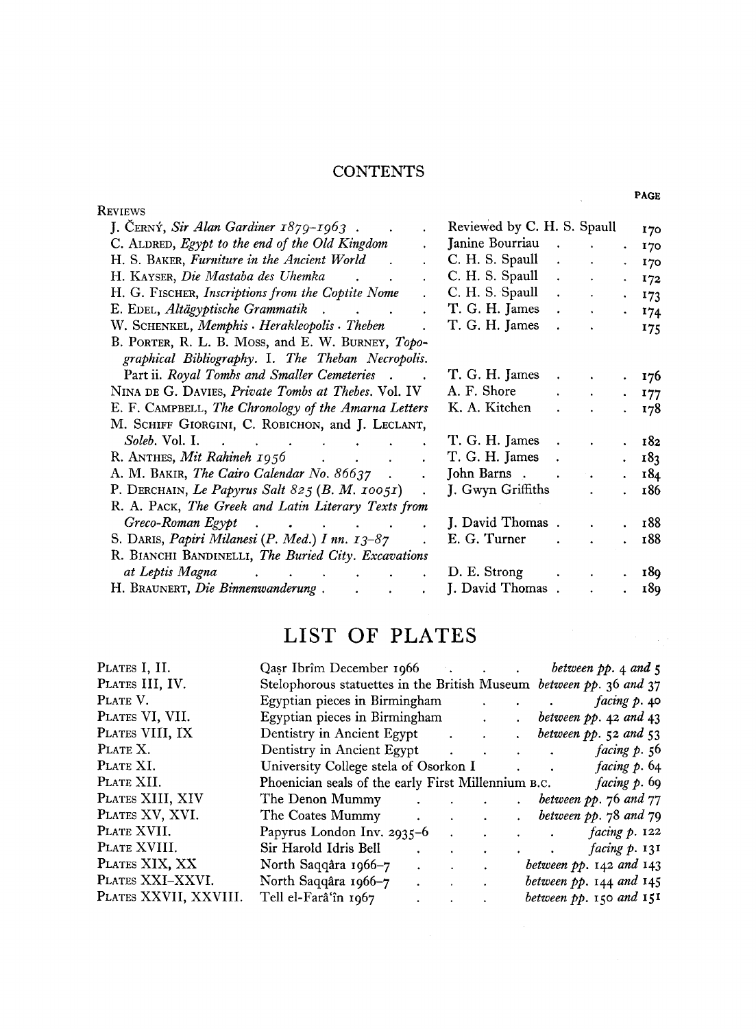## CONTENTS

| REVIEWS | | PAGE |
|---|---|---|
| J. ČERNÝ, *Sir Alan Gardiner 1879–1963* | Reviewed by C. H. S. Spaull | 170 |
| C. ALDRED, *Egypt to the end of the Old Kingdom* | Janine Bourriau | 170 |
| H. S. BAKER, *Furniture in the Ancient World* | C. H. S. Spaull | 170 |
| H. KAYSER, *Die Mastaba des Uhemka* | C. H. S. Spaull | 172 |
| H. G. FISCHER, *Inscriptions from the Coptite Nome* | C. H. S. Spaull | 173 |
| E. EDEL, *Altägyptische Grammatik* | T. G. H. James | 174 |
| W. SCHENKEL, *Memphis · Herakleopolis · Theben* | T. G. H. James | 175 |
| B. PORTER, R. L. B. MOSS, and E. W. BURNEY, *Topographical Bibliography. I. The Theban Necropolis. Part ii. Royal Tombs and Smaller Cemeteries* | T. G. H. James | 176 |
| NINA DE G. DAVIES, *Private Tombs at Thebes.* Vol. IV | A. F. Shore | 177 |
| E. F. CAMPBELL, *The Chronology of the Amarna Letters* | K. A. Kitchen | 178 |
| M. SCHIFF GIORGINI, C. ROBICHON, and J. LECLANT, *Soleb.* Vol. I. | T. G. H. James | 182 |
| R. ANTHES, *Mit Rahineh 1956* | T. G. H. James | 183 |
| A. M. BAKIR, *The Cairo Calendar No. 86637* | John Barns | 184 |
| P. DERCHAIN, *Le Papyrus Salt 825 (B. M. 10051)* | J. Gwyn Griffiths | 186 |
| R. A. PACK, *The Greek and Latin Literary Texts from Greco-Roman Egypt* | J. David Thomas | 188 |
| S. DARIS, *Papiri Milanesi (P. Med.) I nn. 13–87* | E. G. Turner | 188 |
| R. BIANCHI BANDINELLI, *The Buried City. Excavations at Leptis Magna* | D. E. Strong | 189 |
| H. BRAUNERT, *Die Binnenwanderung* | J. David Thomas | 189 |

## LIST OF PLATES

| | | |
|---|---|---|
| PLATES I, II. | Qaṣr Ibrîm December 1966 | *between pp.* 4 *and* 5 |
| PLATES III, IV. | Stelophorous statuettes in the British Museum | *between pp.* 36 *and* 37 |
| PLATE V. | Egyptian pieces in Birmingham | *facing p.* 40 |
| PLATES VI, VII. | Egyptian pieces in Birmingham | *between pp.* 42 *and* 43 |
| PLATES VIII, IX | Dentistry in Ancient Egypt | *between pp.* 52 *and* 53 |
| PLATE X. | Dentistry in Ancient Egypt | *facing p.* 56 |
| PLATE XI. | University College stela of Osorkon I | *facing p.* 64 |
| PLATE XII. | Phoenician seals of the early First Millennium B.C. | *facing p.* 69 |
| PLATES XIII, XIV | The Denon Mummy | *between pp.* 76 *and* 77 |
| PLATES XV, XVI. | The Coates Mummy | *between pp.* 78 *and* 79 |
| PLATE XVII. | Papyrus London Inv. 2935–6 | *facing p.* 122 |
| PLATE XVIII. | Sir Harold Idris Bell | *facing p.* 131 |
| PLATES XIX, XX | North Saqqâra 1966–7 | *between pp.* 142 *and* 143 |
| PLATES XXI–XXVI. | North Saqqâra 1966–7 | *between pp.* 144 *and* 145 |
| PLATES XXVII, XXVIII. | Tell el-Farâ'în 1967 | *between pp.* 150 *and* 151 |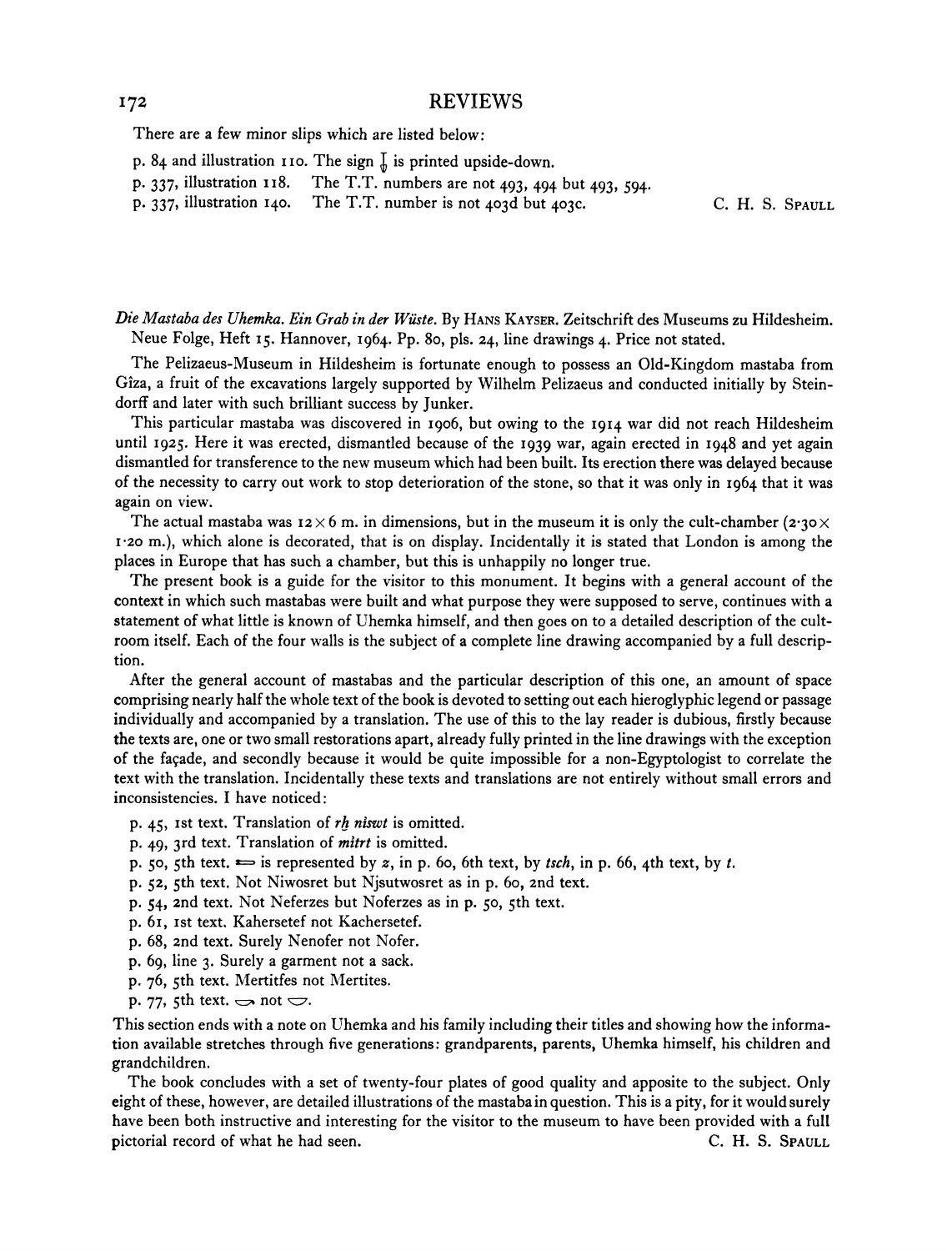There are a few minor slips which are listed below:

p. 84 and illustration 110. The sign ⟟ is printed upside-down.

p. 337, illustration 118. The T.T. numbers are not 493, 494 but 493, 594.

p. 337, illustration 140. The T.T. number is not 403d but 403c.

C. H. S. Spaull

*Die Mastaba des Uhemka. Ein Grab in der Wüste.* By Hans Kayser. Zeitschrift des Museums zu Hildesheim. Neue Folge, Heft 15. Hannover, 1964. Pp. 80, pls. 24, line drawings 4. Price not stated.

The Pelizaeus-Museum in Hildesheim is fortunate enough to possess an Old-Kingdom mastaba from Gîza, a fruit of the excavations largely supported by Wilhelm Pelizaeus and conducted initially by Steindorff and later with such brilliant success by Junker.

This particular mastaba was discovered in 1906, but owing to the 1914 war did not reach Hildesheim until 1925. Here it was erected, dismantled because of the 1939 war, again erected in 1948 and yet again dismantled for transference to the new museum which had been built. Its erection there was delayed because of the necessity to carry out work to stop deterioration of the stone, so that it was only in 1964 that it was again on view.

The actual mastaba was 12 × 6 m. in dimensions, but in the museum it is only the cult-chamber (2·30 × 1·20 m.), which alone is decorated, that is on display. Incidentally it is stated that London is among the places in Europe that has such a chamber, but this is unhappily no longer true.

The present book is a guide for the visitor to this monument. It begins with a general account of the context in which such mastabas were built and what purpose they were supposed to serve, continues with a statement of what little is known of Uhemka himself, and then goes on to a detailed description of the cult-room itself. Each of the four walls is the subject of a complete line drawing accompanied by a full description.

After the general account of mastabas and the particular description of this one, an amount of space comprising nearly half the whole text of the book is devoted to setting out each hieroglyphic legend or passage individually and accompanied by a translation. The use of this to the lay reader is dubious, firstly because the texts are, one or two small restorations apart, already fully printed in the line drawings with the exception of the façade, and secondly because it would be quite impossible for a non-Egyptologist to correlate the text with the translation. Incidentally these texts and translations are not entirely without small errors and inconsistencies. I have noticed:

- p. 45, 1st text. Translation of *rḫ nìswt* is omitted.
- p. 49, 3rd text. Translation of *mìtrt* is omitted.
- p. 50, 5th text. ⟹ is represented by *z*, in p. 60, 6th text, by *tsch*, in p. 66, 4th text, by *t*.
- p. 52, 5th text. Not Niwosret but Njsutwosret as in p. 60, 2nd text.
- p. 54, 2nd text. Not Neferzes but Noferzes as in p. 50, 5th text.
- p. 61, 1st text. Kahersetef not Kachersetef.
- p. 68, 2nd text. Surely Nenofer not Nofer.
- p. 69, line 3. Surely a garment not a sack.
- p. 76, 5th text. Mertitfes not Mertites.
- p. 77, 5th text. ⌓ not ▽.

This section ends with a note on Uhemka and his family including their titles and showing how the information available stretches through five generations: grandparents, parents, Uhemka himself, his children and grandchildren.

The book concludes with a set of twenty-four plates of good quality and apposite to the subject. Only eight of these, however, are detailed illustrations of the mastaba in question. This is a pity, for it would surely have been both instructive and interesting for the visitor to the museum to have been provided with a full pictorial record of what he had seen.

C. H. S. Spaull